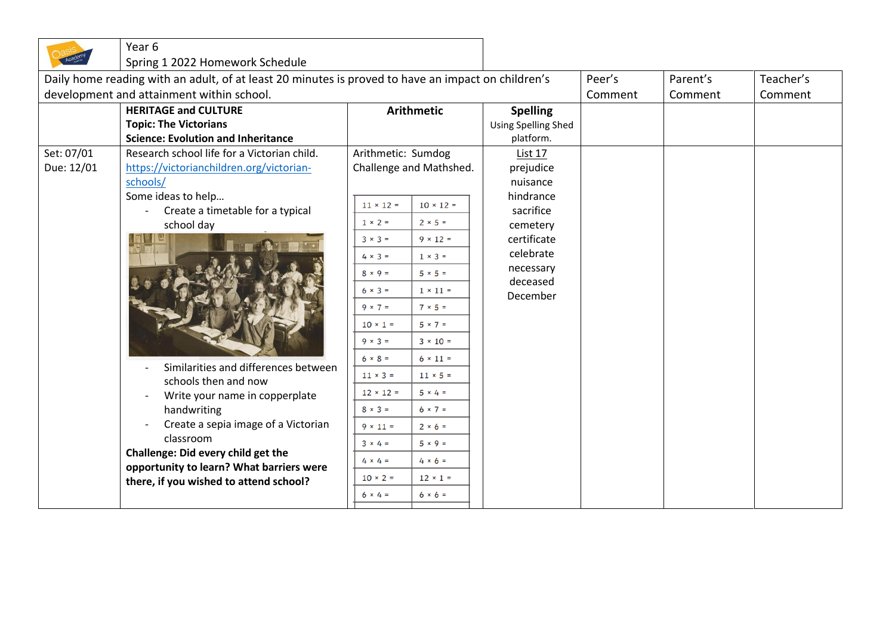| | Year 6<br>Spring 1 2022 Homework Schedule | | | | | |
|---|---|---|---|---|---|---|
| Daily home reading with an adult, of at least 20 minutes is proved to have an impact on children's development and attainment within school. | | | | Peer's Comment | Parent's Comment | Teacher's Comment |
| | **HERITAGE and CULTURE**<br>**Topic: The Victorians**<br>**Science: Evolution and Inheritance** | **Arithmetic** | **Spelling**<br>Using Spelling Shed platform. | | | |
| Set: 07/01<br>Due: 12/01 | Research school life for a Victorian child.<br>https://victorianchildren.org/victorian-schools/<br>Some ideas to help…<br>- Create a timetable for a typical school day<br>- Similarities and differences between schools then and now<br>- Write your name in copperplate handwriting<br>- Create a sepia image of a Victorian classroom<br>**Challenge: Did every child get the opportunity to learn? What barriers were there, if you wished to attend school?** | Arithmetic: Sumdog Challenge and Mathshed.<br>11 × 12 = / 10 × 12 =<br>1 × 2 = / 2 × 5 =<br>3 × 3 = / 9 × 12 =<br>4 × 3 = / 1 × 3 =<br>8 × 9 = / 5 × 5 =<br>6 × 3 = / 1 × 11 =<br>9 × 7 = / 7 × 5 =<br>10 × 1 = / 5 × 7 =<br>9 × 3 = / 3 × 10 =<br>6 × 8 = / 6 × 11 =<br>11 × 3 = / 11 × 5 =<br>12 × 12 = / 5 × 4 =<br>8 × 3 = / 6 × 7 =<br>9 × 11 = / 2 × 6 =<br>3 × 4 = / 5 × 9 =<br>4 × 4 = / 4 × 6 =<br>10 × 2 = / 12 × 1 =<br>6 × 4 = / 6 × 6 = | List 17<br>prejudice<br>nuisance<br>hindrance<br>sacrifice<br>cemetery<br>certificate<br>celebrate<br>necessary<br>deceased<br>December | | | |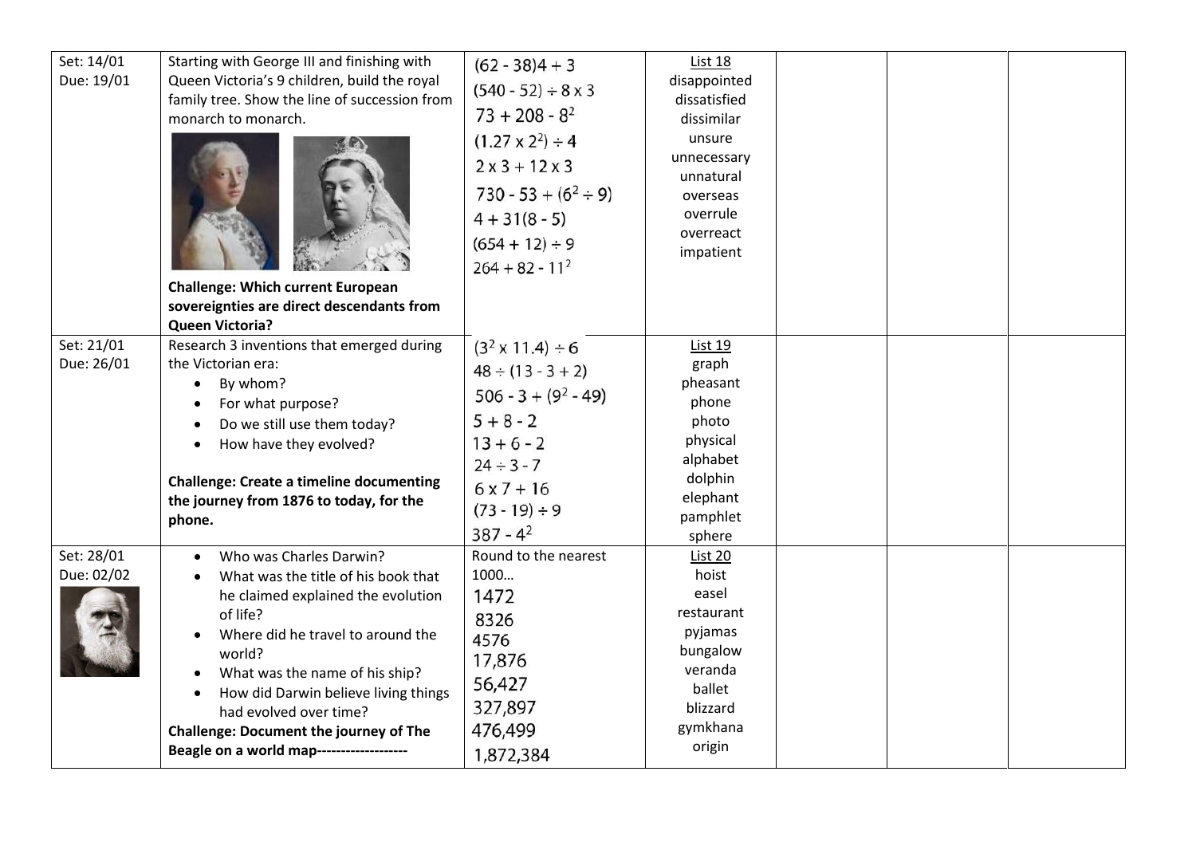| | | | | | | |
|---|---|---|---|---|---|---|
| Set: 14/01<br>Due: 19/01 | Starting with George III and finishing with Queen Victoria's 9 children, build the royal family tree. Show the line of succession from monarch to monarch.<br><br>**Challenge: Which current European sovereignties are direct descendants from Queen Victoria?** | $(62 - 38)4 + 3$<br>$(540 - 52) \div 8 \times 3$<br>$73 + 208 - 8^2$<br>$(1.27 \times 2^2) \div 4$<br>$2 \times 3 + 12 \times 3$<br>$730 - 53 + (6^2 \div 9)$<br>$4 + 31(8 - 5)$<br>$(654 + 12) \div 9$<br>$264 + 82 - 11^2$ | List 18<br>disappointed<br>dissatisfied<br>dissimilar<br>unsure<br>unnecessary<br>unnatural<br>overseas<br>overrule<br>overreact<br>impatient | | | |
| Set: 21/01<br>Due: 26/01 | Research 3 inventions that emerged during the Victorian era:<br>• By whom?<br>• For what purpose?<br>• Do we still use them today?<br>• How have they evolved?<br><br>**Challenge: Create a timeline documenting the journey from 1876 to today, for the phone.** | $(3^2 \times 11.4) \div 6$<br>$48 \div (13 - 3 + 2)$<br>$506 - 3 + (9^2 - 49)$<br>$5 + 8 - 2$<br>$13 + 6 - 2$<br>$24 \div 3 - 7$<br>$6 \times 7 + 16$<br>$(73 - 19) \div 9$<br>$387 - 4^2$ | List 19<br>graph<br>pheasant<br>phone<br>photo<br>physical<br>alphabet<br>dolphin<br>elephant<br>pamphlet<br>sphere | | | |
| Set: 28/01<br>Due: 02/02 | • Who was Charles Darwin?<br>• What was the title of his book that he claimed explained the evolution of life?<br>• Where did he travel to around the world?<br>• What was the name of his ship?<br>• How did Darwin believe living things had evolved over time?<br>**Challenge: Document the journey of The Beagle on a world map-------------------** | Round to the nearest 1000…<br>1472<br>8326<br>4576<br>17,876<br>56,427<br>327,897<br>476,499<br>1,872,384 | List 20<br>hoist<br>easel<br>restaurant<br>pyjamas<br>bungalow<br>veranda<br>ballet<br>blizzard<br>gymkhana<br>origin | | | |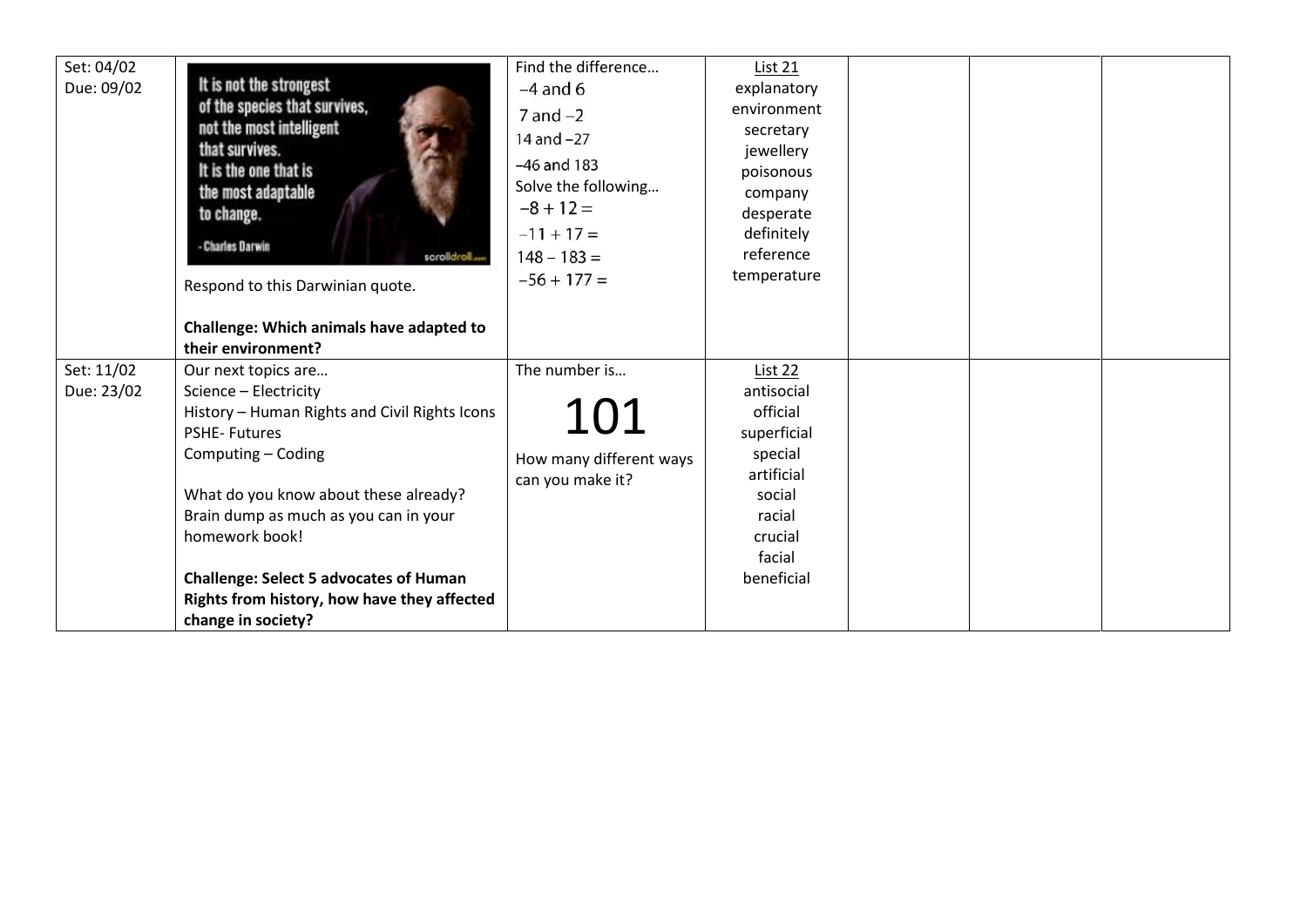| | | | | | | |
|---|---|---|---|---|---|---|
| Set: 04/02<br>Due: 09/02 | It is not the strongest of the species that survives, not the most intelligent that survives. It is the one that is the most adaptable to change.<br>- Charles Darwin<br><br>Respond to this Darwinian quote.<br><br>**Challenge: Which animals have adapted to their environment?** | Find the difference…<br>$-4$ and $6$<br>$7$ and $-2$<br>$14$ and $-27$<br>$-46$ and $183$<br>Solve the following…<br>$-8 + 12 =$<br>$-11 + 17 =$<br>$148 - 183 =$<br>$-56 + 177 =$ | List 21<br>explanatory<br>environment<br>secretary<br>jewellery<br>poisonous<br>company<br>desperate<br>definitely<br>reference<br>temperature | | | |
| Set: 11/02<br>Due: 23/02 | Our next topics are…<br>Science – Electricity<br>History – Human Rights and Civil Rights Icons<br>PSHE- Futures<br>Computing – Coding<br><br>What do you know about these already? Brain dump as much as you can in your homework book!<br><br>**Challenge: Select 5 advocates of Human Rights from history, how have they affected change in society?** | The number is…<br><br>101<br><br>How many different ways can you make it? | List 22<br>antisocial<br>official<br>superficial<br>special<br>artificial<br>social<br>racial<br>crucial<br>facial<br>beneficial | | | |